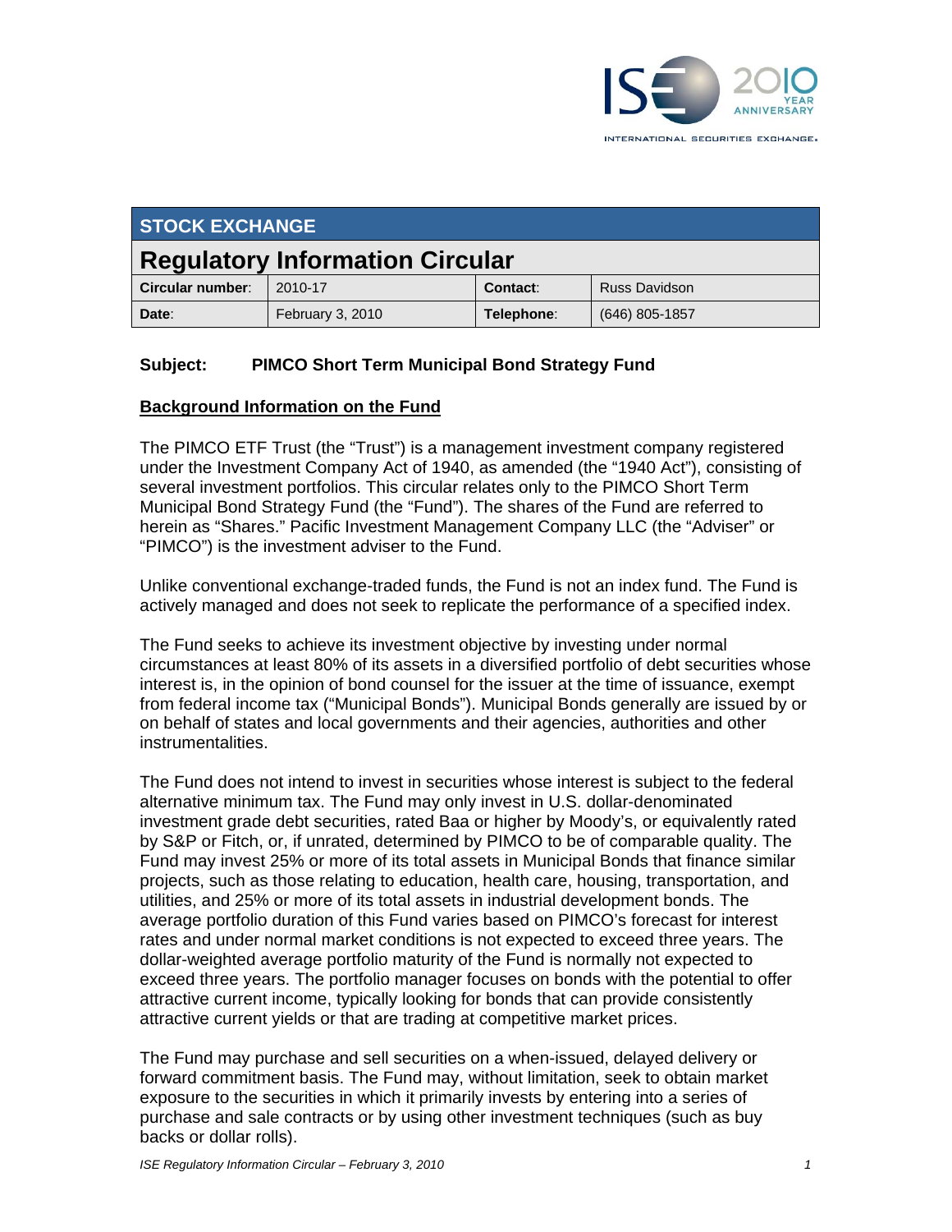INTERNATIONAL SECURITIES EXCHANGE.

| STOCK EXCHANGE | | | |
|---|---|---|---|
| **Regulatory Information Circular** | | | |
| **Circular number**: | 2010-17 | **Contact**: | Russ Davidson |
| **Date**: | February 3, 2010 | **Telephone**: | (646) 805-1857 |

**Subject: PIMCO Short Term Municipal Bond Strategy Fund**

**Background Information on the Fund**

The PIMCO ETF Trust (the "Trust") is a management investment company registered under the Investment Company Act of 1940, as amended (the "1940 Act"), consisting of several investment portfolios. This circular relates only to the PIMCO Short Term Municipal Bond Strategy Fund (the "Fund"). The shares of the Fund are referred to herein as "Shares." Pacific Investment Management Company LLC (the "Adviser" or "PIMCO") is the investment adviser to the Fund.

Unlike conventional exchange-traded funds, the Fund is not an index fund. The Fund is actively managed and does not seek to replicate the performance of a specified index.

The Fund seeks to achieve its investment objective by investing under normal circumstances at least 80% of its assets in a diversified portfolio of debt securities whose interest is, in the opinion of bond counsel for the issuer at the time of issuance, exempt from federal income tax ("Municipal Bonds"). Municipal Bonds generally are issued by or on behalf of states and local governments and their agencies, authorities and other instrumentalities.

The Fund does not intend to invest in securities whose interest is subject to the federal alternative minimum tax. The Fund may only invest in U.S. dollar-denominated investment grade debt securities, rated Baa or higher by Moody's, or equivalently rated by S&P or Fitch, or, if unrated, determined by PIMCO to be of comparable quality. The Fund may invest 25% or more of its total assets in Municipal Bonds that finance similar projects, such as those relating to education, health care, housing, transportation, and utilities, and 25% or more of its total assets in industrial development bonds. The average portfolio duration of this Fund varies based on PIMCO's forecast for interest rates and under normal market conditions is not expected to exceed three years. The dollar-weighted average portfolio maturity of the Fund is normally not expected to exceed three years. The portfolio manager focuses on bonds with the potential to offer attractive current income, typically looking for bonds that can provide consistently attractive current yields or that are trading at competitive market prices.

The Fund may purchase and sell securities on a when-issued, delayed delivery or forward commitment basis. The Fund may, without limitation, seek to obtain market exposure to the securities in which it primarily invests by entering into a series of purchase and sale contracts or by using other investment techniques (such as buy backs or dollar rolls).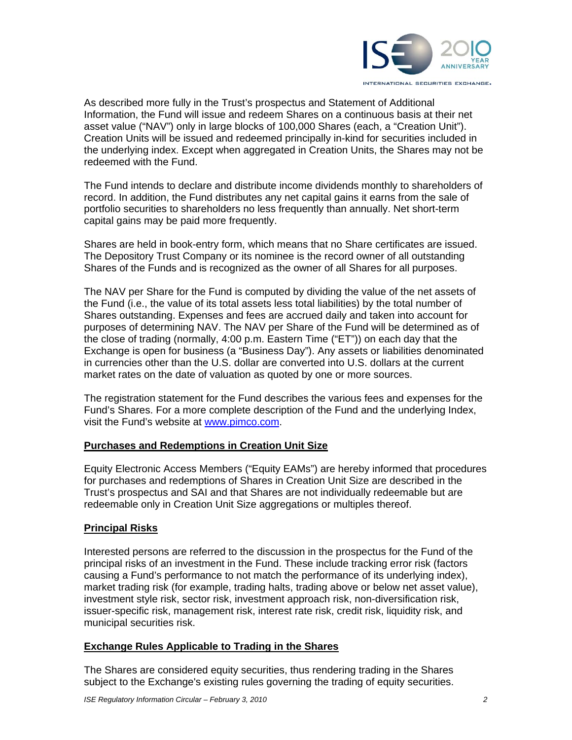As described more fully in the Trust's prospectus and Statement of Additional Information, the Fund will issue and redeem Shares on a continuous basis at their net asset value ("NAV") only in large blocks of 100,000 Shares (each, a "Creation Unit"). Creation Units will be issued and redeemed principally in-kind for securities included in the underlying index. Except when aggregated in Creation Units, the Shares may not be redeemed with the Fund.

The Fund intends to declare and distribute income dividends monthly to shareholders of record. In addition, the Fund distributes any net capital gains it earns from the sale of portfolio securities to shareholders no less frequently than annually. Net short-term capital gains may be paid more frequently.

Shares are held in book-entry form, which means that no Share certificates are issued. The Depository Trust Company or its nominee is the record owner of all outstanding Shares of the Funds and is recognized as the owner of all Shares for all purposes.

The NAV per Share for the Fund is computed by dividing the value of the net assets of the Fund (i.e., the value of its total assets less total liabilities) by the total number of Shares outstanding. Expenses and fees are accrued daily and taken into account for purposes of determining NAV. The NAV per Share of the Fund will be determined as of the close of trading (normally, 4:00 p.m. Eastern Time ("ET")) on each day that the Exchange is open for business (a "Business Day"). Any assets or liabilities denominated in currencies other than the U.S. dollar are converted into U.S. dollars at the current market rates on the date of valuation as quoted by one or more sources.

The registration statement for the Fund describes the various fees and expenses for the Fund's Shares. For a more complete description of the Fund and the underlying Index, visit the Fund's website at [www.pimco.com](http://www.pimco.com).

**Purchases and Redemptions in Creation Unit Size**

Equity Electronic Access Members ("Equity EAMs") are hereby informed that procedures for purchases and redemptions of Shares in Creation Unit Size are described in the Trust's prospectus and SAI and that Shares are not individually redeemable but are redeemable only in Creation Unit Size aggregations or multiples thereof.

**Principal Risks**

Interested persons are referred to the discussion in the prospectus for the Fund of the principal risks of an investment in the Fund. These include tracking error risk (factors causing a Fund's performance to not match the performance of its underlying index), market trading risk (for example, trading halts, trading above or below net asset value), investment style risk, sector risk, investment approach risk, non-diversification risk, issuer-specific risk, management risk, interest rate risk, credit risk, liquidity risk, and municipal securities risk.

**Exchange Rules Applicable to Trading in the Shares**

The Shares are considered equity securities, thus rendering trading in the Shares subject to the Exchange's existing rules governing the trading of equity securities.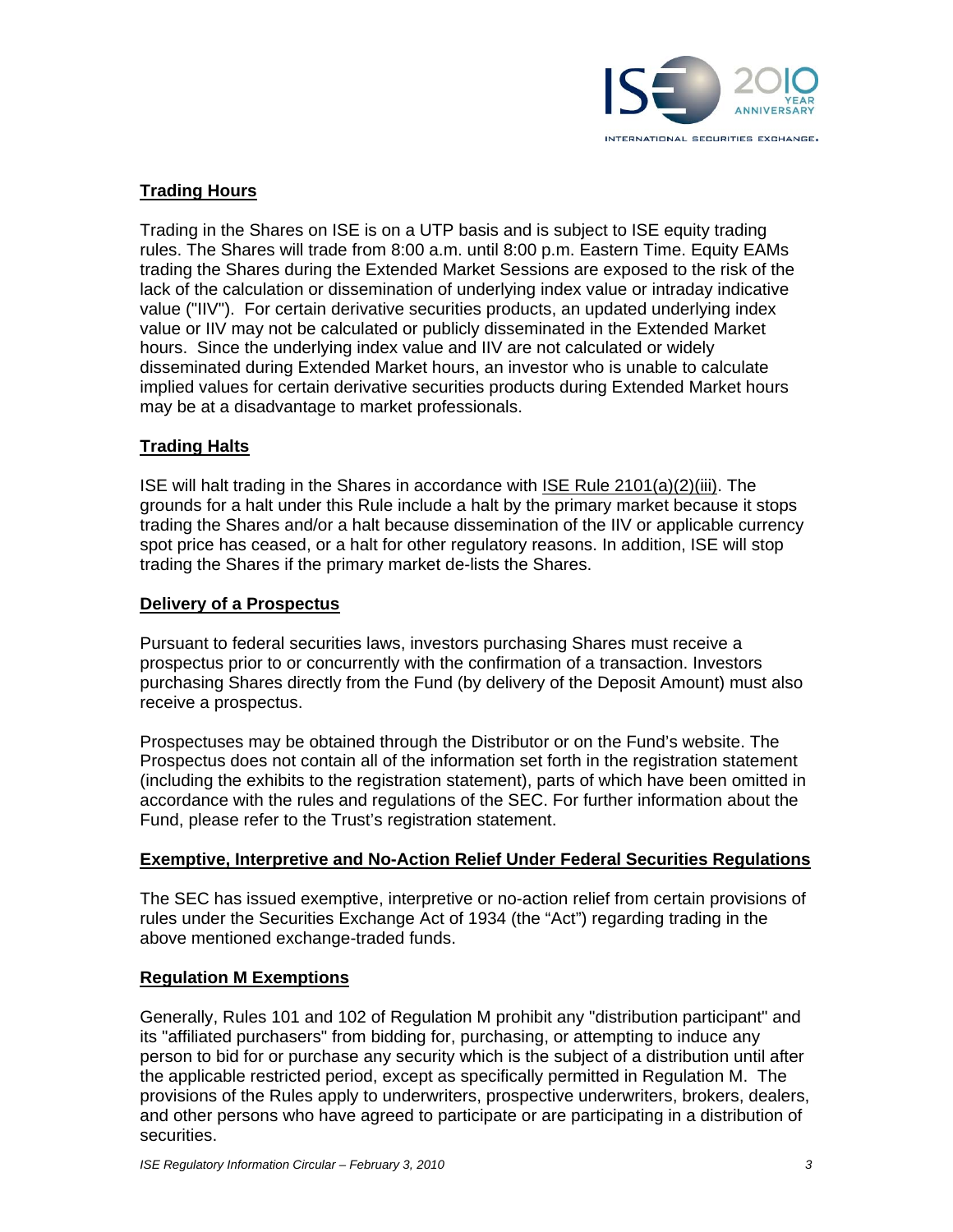## Trading Hours

Trading in the Shares on ISE is on a UTP basis and is subject to ISE equity trading rules. The Shares will trade from 8:00 a.m. until 8:00 p.m. Eastern Time. Equity EAMs trading the Shares during the Extended Market Sessions are exposed to the risk of the lack of the calculation or dissemination of underlying index value or intraday indicative value ("IIV"). For certain derivative securities products, an updated underlying index value or IIV may not be calculated or publicly disseminated in the Extended Market hours. Since the underlying index value and IIV are not calculated or widely disseminated during Extended Market hours, an investor who is unable to calculate implied values for certain derivative securities products during Extended Market hours may be at a disadvantage to market professionals.

## Trading Halts

ISE will halt trading in the Shares in accordance with ISE Rule 2101(a)(2)(iii). The grounds for a halt under this Rule include a halt by the primary market because it stops trading the Shares and/or a halt because dissemination of the IIV or applicable currency spot price has ceased, or a halt for other regulatory reasons. In addition, ISE will stop trading the Shares if the primary market de-lists the Shares.

## Delivery of a Prospectus

Pursuant to federal securities laws, investors purchasing Shares must receive a prospectus prior to or concurrently with the confirmation of a transaction. Investors purchasing Shares directly from the Fund (by delivery of the Deposit Amount) must also receive a prospectus.

Prospectuses may be obtained through the Distributor or on the Fund's website. The Prospectus does not contain all of the information set forth in the registration statement (including the exhibits to the registration statement), parts of which have been omitted in accordance with the rules and regulations of the SEC. For further information about the Fund, please refer to the Trust's registration statement.

## Exemptive, Interpretive and No-Action Relief Under Federal Securities Regulations

The SEC has issued exemptive, interpretive or no-action relief from certain provisions of rules under the Securities Exchange Act of 1934 (the "Act") regarding trading in the above mentioned exchange-traded funds.

## Regulation M Exemptions

Generally, Rules 101 and 102 of Regulation M prohibit any "distribution participant" and its "affiliated purchasers" from bidding for, purchasing, or attempting to induce any person to bid for or purchase any security which is the subject of a distribution until after the applicable restricted period, except as specifically permitted in Regulation M. The provisions of the Rules apply to underwriters, prospective underwriters, brokers, dealers, and other persons who have agreed to participate or are participating in a distribution of securities.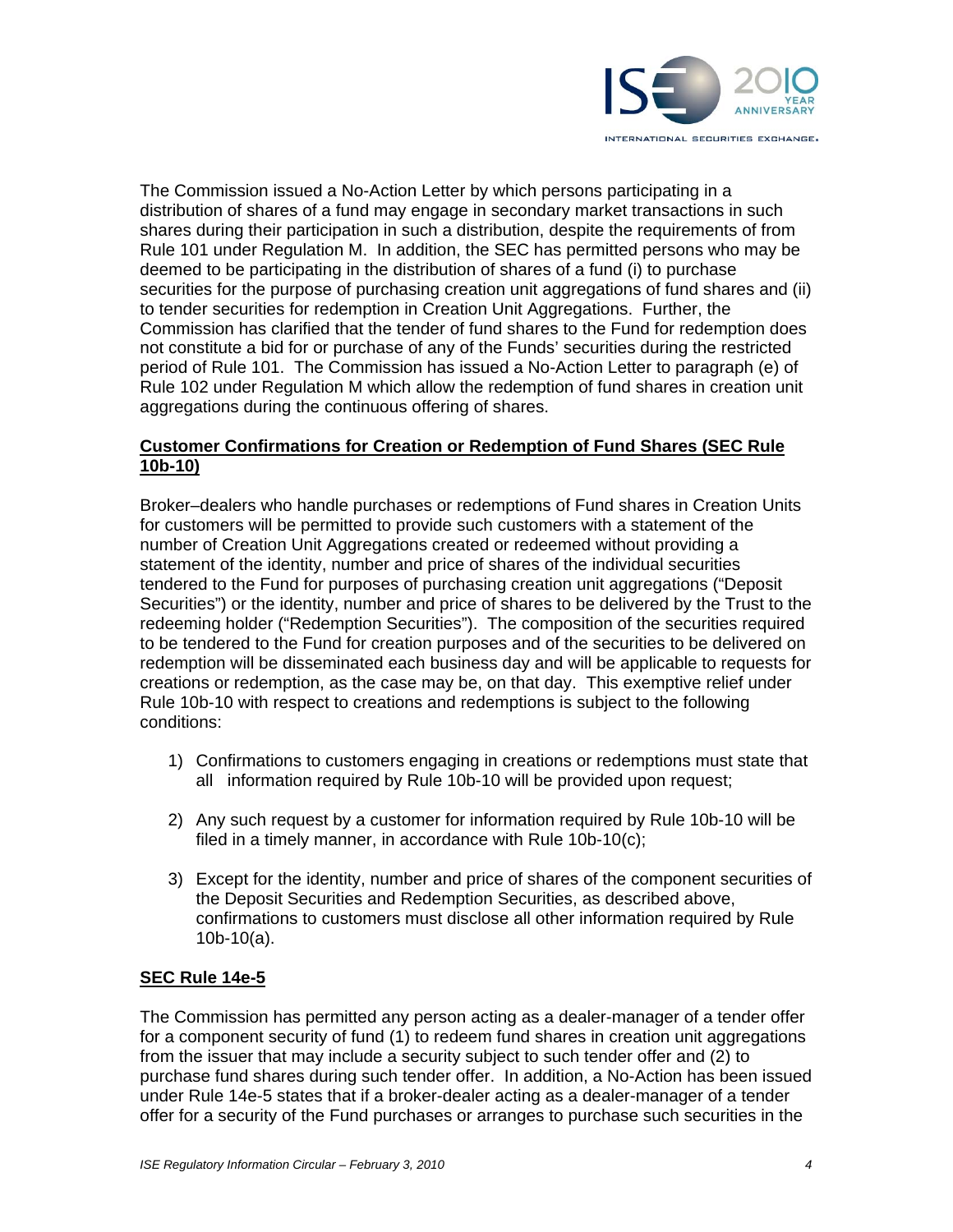The Commission issued a No-Action Letter by which persons participating in a distribution of shares of a fund may engage in secondary market transactions in such shares during their participation in such a distribution, despite the requirements of from Rule 101 under Regulation M. In addition, the SEC has permitted persons who may be deemed to be participating in the distribution of shares of a fund (i) to purchase securities for the purpose of purchasing creation unit aggregations of fund shares and (ii) to tender securities for redemption in Creation Unit Aggregations. Further, the Commission has clarified that the tender of fund shares to the Fund for redemption does not constitute a bid for or purchase of any of the Funds' securities during the restricted period of Rule 101. The Commission has issued a No-Action Letter to paragraph (e) of Rule 102 under Regulation M which allow the redemption of fund shares in creation unit aggregations during the continuous offering of shares.

**Customer Confirmations for Creation or Redemption of Fund Shares (SEC Rule 10b-10)**

Broker–dealers who handle purchases or redemptions of Fund shares in Creation Units for customers will be permitted to provide such customers with a statement of the number of Creation Unit Aggregations created or redeemed without providing a statement of the identity, number and price of shares of the individual securities tendered to the Fund for purposes of purchasing creation unit aggregations ("Deposit Securities") or the identity, number and price of shares to be delivered by the Trust to the redeeming holder ("Redemption Securities"). The composition of the securities required to be tendered to the Fund for creation purposes and of the securities to be delivered on redemption will be disseminated each business day and will be applicable to requests for creations or redemption, as the case may be, on that day. This exemptive relief under Rule 10b-10 with respect to creations and redemptions is subject to the following conditions:

1) Confirmations to customers engaging in creations or redemptions must state that all information required by Rule 10b-10 will be provided upon request;

2) Any such request by a customer for information required by Rule 10b-10 will be filed in a timely manner, in accordance with Rule 10b-10(c);

3) Except for the identity, number and price of shares of the component securities of the Deposit Securities and Redemption Securities, as described above, confirmations to customers must disclose all other information required by Rule 10b-10(a).

**SEC Rule 14e-5**

The Commission has permitted any person acting as a dealer-manager of a tender offer for a component security of fund (1) to redeem fund shares in creation unit aggregations from the issuer that may include a security subject to such tender offer and (2) to purchase fund shares during such tender offer. In addition, a No-Action has been issued under Rule 14e-5 states that if a broker-dealer acting as a dealer-manager of a tender offer for a security of the Fund purchases or arranges to purchase such securities in the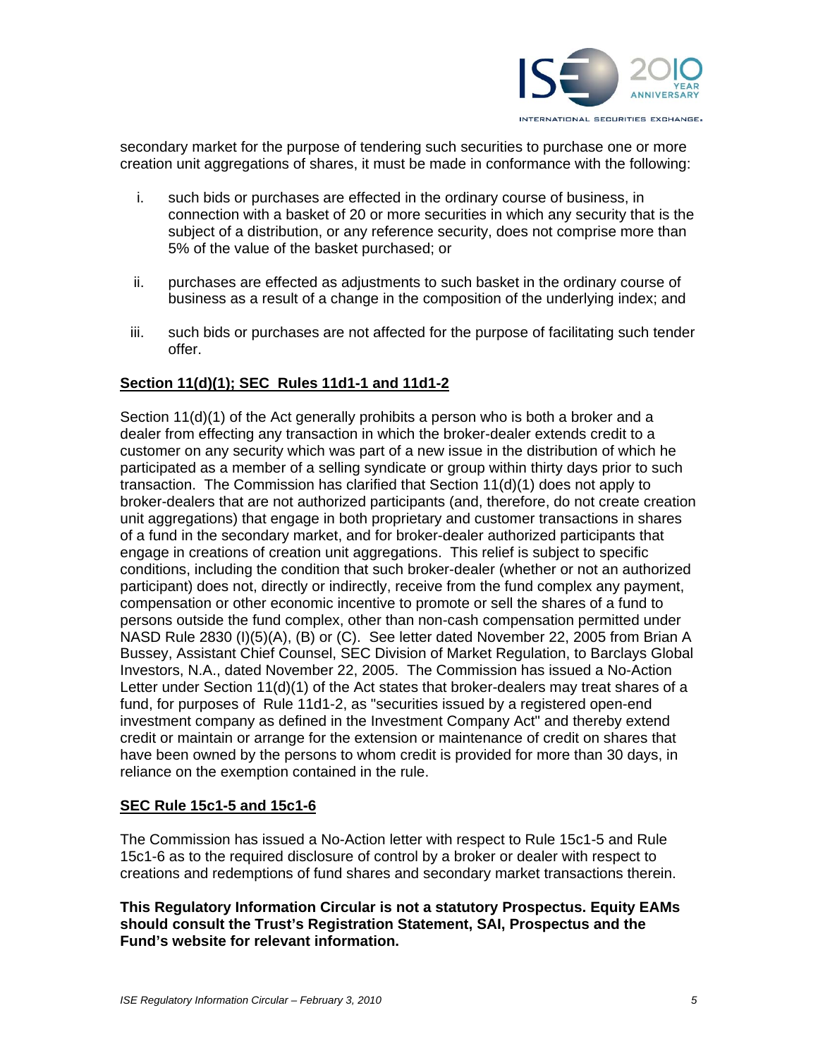secondary market for the purpose of tendering such securities to purchase one or more creation unit aggregations of shares, it must be made in conformance with the following:

i. such bids or purchases are effected in the ordinary course of business, in connection with a basket of 20 or more securities in which any security that is the subject of a distribution, or any reference security, does not comprise more than 5% of the value of the basket purchased; or

ii. purchases are effected as adjustments to such basket in the ordinary course of business as a result of a change in the composition of the underlying index; and

iii. such bids or purchases are not affected for the purpose of facilitating such tender offer.

**Section 11(d)(1); SEC Rules 11d1-1 and 11d1-2**

Section 11(d)(1) of the Act generally prohibits a person who is both a broker and a dealer from effecting any transaction in which the broker-dealer extends credit to a customer on any security which was part of a new issue in the distribution of which he participated as a member of a selling syndicate or group within thirty days prior to such transaction. The Commission has clarified that Section 11(d)(1) does not apply to broker-dealers that are not authorized participants (and, therefore, do not create creation unit aggregations) that engage in both proprietary and customer transactions in shares of a fund in the secondary market, and for broker-dealer authorized participants that engage in creations of creation unit aggregations. This relief is subject to specific conditions, including the condition that such broker-dealer (whether or not an authorized participant) does not, directly or indirectly, receive from the fund complex any payment, compensation or other economic incentive to promote or sell the shares of a fund to persons outside the fund complex, other than non-cash compensation permitted under NASD Rule 2830 (I)(5)(A), (B) or (C). See letter dated November 22, 2005 from Brian A Bussey, Assistant Chief Counsel, SEC Division of Market Regulation, to Barclays Global Investors, N.A., dated November 22, 2005. The Commission has issued a No-Action Letter under Section 11(d)(1) of the Act states that broker-dealers may treat shares of a fund, for purposes of Rule 11d1-2, as "securities issued by a registered open-end investment company as defined in the Investment Company Act" and thereby extend credit or maintain or arrange for the extension or maintenance of credit on shares that have been owned by the persons to whom credit is provided for more than 30 days, in reliance on the exemption contained in the rule.

**SEC Rule 15c1-5 and 15c1-6**

The Commission has issued a No-Action letter with respect to Rule 15c1-5 and Rule 15c1-6 as to the required disclosure of control by a broker or dealer with respect to creations and redemptions of fund shares and secondary market transactions therein.

**This Regulatory Information Circular is not a statutory Prospectus. Equity EAMs should consult the Trust's Registration Statement, SAI, Prospectus and the Fund's website for relevant information.**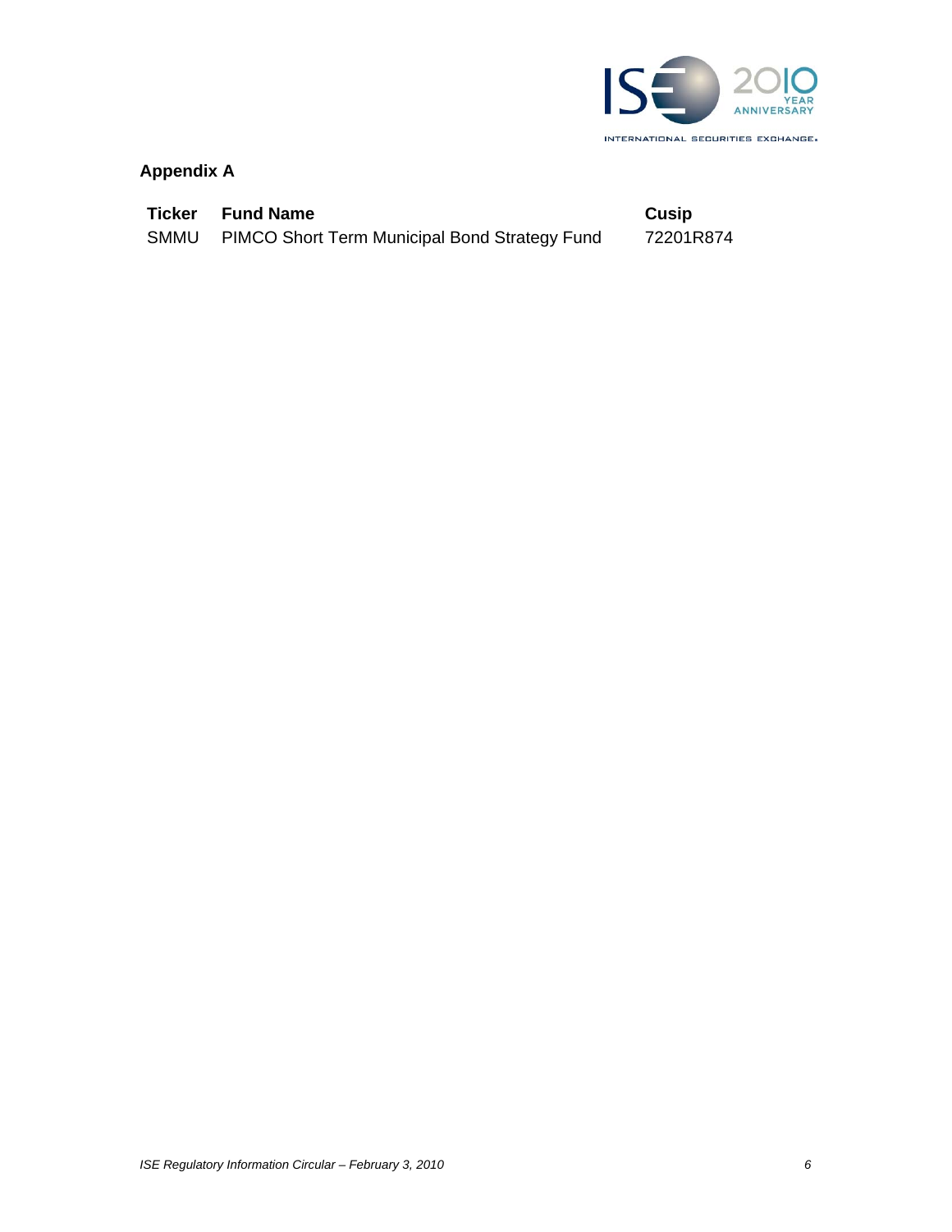## Appendix A

| Ticker | Fund Name | Cusip |
|---|---|---|
| SMMU | PIMCO Short Term Municipal Bond Strategy Fund | 72201R874 |